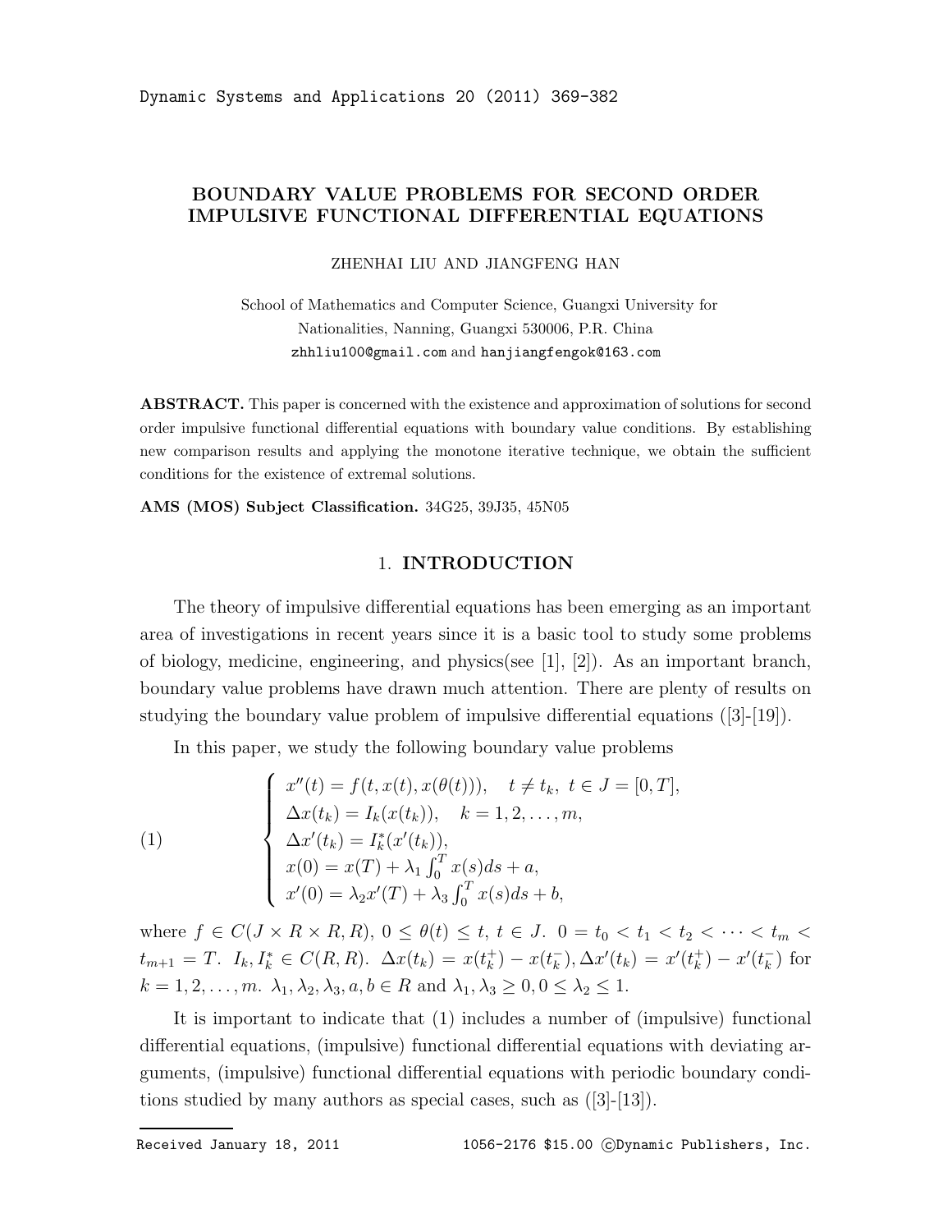# BOUNDARY VALUE PROBLEMS FOR SECOND ORDER IMPULSIVE FUNCTIONAL DIFFERENTIAL EQUATIONS

ZHENHAI LIU AND JIANGFENG HAN

School of Mathematics and Computer Science, Guangxi University for Nationalities, Nanning, Guangxi 530006, P.R. China
zhhliu100@gmail.com and hanjiangfengok@163.com

**ABSTRACT.** This paper is concerned with the existence and approximation of solutions for second order impulsive functional differential equations with boundary value conditions. By establishing new comparison results and applying the monotone iterative technique, we obtain the sufficient conditions for the existence of extremal solutions.

**AMS (MOS) Subject Classification.** 34G25, 39J35, 45N05

## 1. INTRODUCTION

The theory of impulsive differential equations has been emerging as an important area of investigations in recent years since it is a basic tool to study some problems of biology, medicine, engineering, and physics(see [1], [2]). As an important branch, boundary value problems have drawn much attention. There are plenty of results on studying the boundary value problem of impulsive differential equations ([3]-[19]).

In this paper, we study the following boundary value problems

$$
(1)\qquad
\begin{cases}
x''(t) = f(t, x(t), x(\theta(t))), \quad t \neq t_k,\ t \in J = [0, T],\\
\Delta x(t_k) = I_k(x(t_k)), \quad k = 1, 2, \ldots, m,\\
\Delta x'(t_k) = I_k^*(x'(t_k)),\\
x(0) = x(T) + \lambda_1 \int_0^T x(s)ds + a,\\
x'(0) = \lambda_2 x'(T) + \lambda_3 \int_0^T x(s)ds + b,
\end{cases}
$$

where $f \in C(J \times R \times R, R)$, $0 \le \theta(t) \le t$, $t \in J$. $0 = t_0 < t_1 < t_2 < \cdots < t_m < t_{m+1} = T$. $I_k, I_k^* \in C(R, R)$. $\Delta x(t_k) = x(t_k^+) - x(t_k^-), \Delta x'(t_k) = x'(t_k^+) - x'(t_k^-)$ for $k = 1, 2, \ldots, m$. $\lambda_1, \lambda_2, \lambda_3, a, b \in R$ and $\lambda_1, \lambda_3 \ge 0, 0 \le \lambda_2 \le 1$.

It is important to indicate that (1) includes a number of (impulsive) functional differential equations, (impulsive) functional differential equations with deviating arguments, (impulsive) functional differential equations with periodic boundary conditions studied by many authors as special cases, such as ([3]-[13]).

Received January 18, 2011 1056-2176 \$15.00 ©Dynamic Publishers, Inc.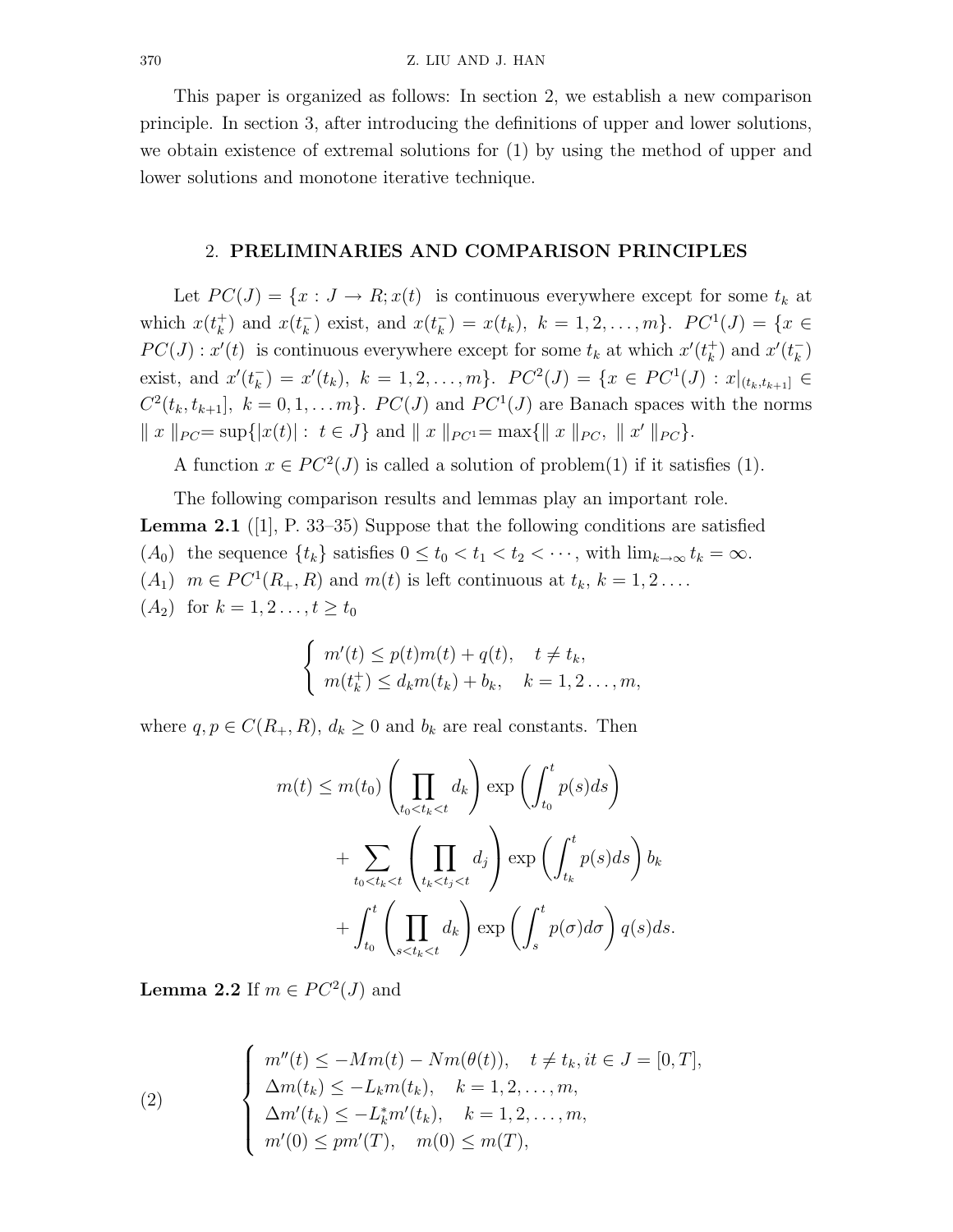This paper is organized as follows: In section 2, we establish a new comparison principle. In section 3, after introducing the definitions of upper and lower solutions, we obtain existence of extremal solutions for (1) by using the method of upper and lower solutions and monotone iterative technique.

## 2. PRELIMINARIES AND COMPARISON PRINCIPLES

Let $PC(J) = \{x : J \to R; x(t)$ is continuous everywhere except for some $t_k$ at which $x(t_k^+)$ and $x(t_k^-)$ exist, and $x(t_k^-) = x(t_k),\ k = 1, 2, \ldots, m\}$. $PC^1(J) = \{x \in PC(J) : x'(t)$ is continuous everywhere except for some $t_k$ at which $x'(t_k^+)$ and $x'(t_k^-)$ exist, and $x'(t_k^-) = x'(t_k),\ k = 1, 2, \ldots, m\}$. $PC^2(J) = \{x \in PC^1(J) : x|_{(t_k,t_{k+1}]} \in C^2(t_k, t_{k+1}],\ k = 0, 1, \ldots m\}$. $PC(J)$ and $PC^1(J)$ are Banach spaces with the norms $\| x \|_{PC} = \sup\{|x(t)| :\ t \in J\}$ and $\| x \|_{PC^1} = \max\{\| x \|_{PC},\ \| x' \|_{PC}\}$.

A function $x \in PC^2(J)$ is called a solution of problem(1) if it satisfies (1).

The following comparison results and lemmas play an important role.

**Lemma 2.1** ([1], P. 33–35) Suppose that the following conditions are satisfied

$(A_0)$ the sequence $\{t_k\}$ satisfies $0 \le t_0 < t_1 < t_2 < \cdots$, with $\lim_{k\to\infty} t_k = \infty$.

$(A_1)$ $m \in PC^1(R_+, R)$ and $m(t)$ is left continuous at $t_k$, $k = 1, 2 \ldots$.

$(A_2)$ for $k = 1, 2 \ldots, t \ge t_0$

$$\begin{cases} m'(t) \le p(t)m(t) + q(t), & t \ne t_k, \\ m(t_k^+) \le d_k m(t_k) + b_k, & k = 1, 2 \ldots, m, \end{cases}$$

where $q, p \in C(R_+, R)$, $d_k \ge 0$ and $b_k$ are real constants. Then

$$\begin{aligned} m(t) \le\ & m(t_0)\left(\prod_{t_0<t_k<t} d_k\right)\exp\left(\int_{t_0}^{t} p(s)ds\right) \\ & + \sum_{t_0<t_k<t}\left(\prod_{t_k<t_j<t} d_j\right)\exp\left(\int_{t_k}^{t} p(s)ds\right) b_k \\ & + \int_{t_0}^{t}\left(\prod_{s<t_k<t} d_k\right)\exp\left(\int_{s}^{t} p(\sigma)d\sigma\right) q(s)ds. \end{aligned}$$

**Lemma 2.2** If $m \in PC^2(J)$ and

$$(2)\qquad \begin{cases} m''(t) \le -Mm(t) - Nm(\theta(t)), & t \ne t_k, it \in J = [0, T], \\ \Delta m(t_k) \le -L_k m(t_k), & k = 1, 2, \ldots, m, \\ \Delta m'(t_k) \le -L_k^* m'(t_k), & k = 1, 2, \ldots, m, \\ m'(0) \le pm'(T), \quad m(0) \le m(T), \end{cases}$$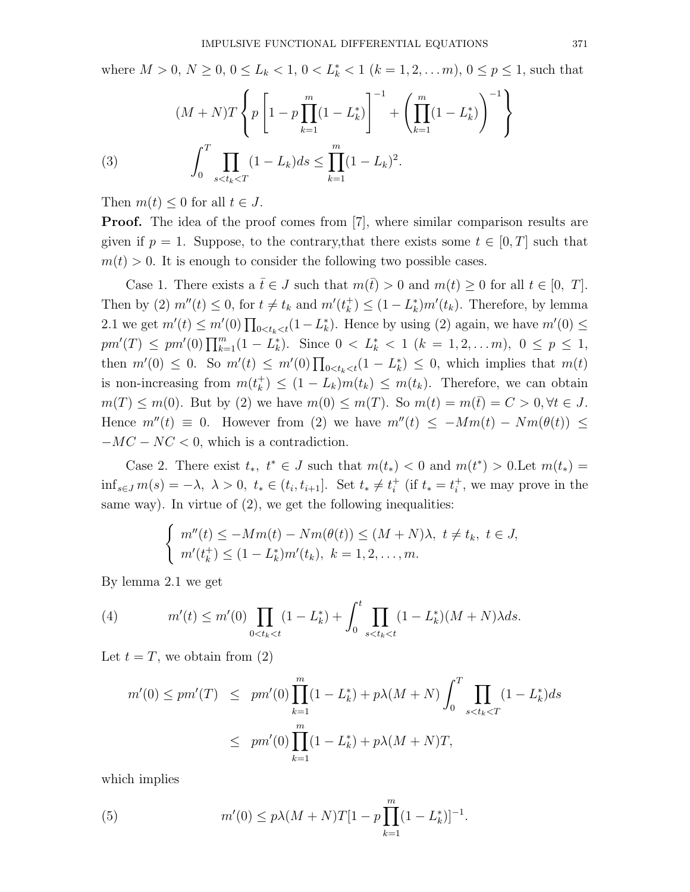where $M > 0$, $N \geq 0$, $0 \leq L_k < 1$, $0 < L_k^* < 1$ $(k = 1, 2, \ldots m)$, $0 \leq p \leq 1$, such that

$$(M+N)T\left\{p\left[1-p\prod_{k=1}^{m}(1-L_k^*)\right]^{-1}+\left(\prod_{k=1}^{m}(1-L_k^*)\right)^{-1}\right\}$$

$$\int_0^T \prod_{s<t_k<T}(1-L_k)ds \leq \prod_{k=1}^{m}(1-L_k)^2. \tag{3}$$

Then $m(t) \leq 0$ for all $t \in J$.

**Proof.** The idea of the proof comes from [7], where similar comparison results are given if $p = 1$. Suppose, to the contrary,that there exists some $t \in [0, T]$ such that $m(t) > 0$. It is enough to consider the following two possible cases.

Case 1. There exists a $\bar{t} \in J$ such that $m(\bar{t}) > 0$ and $m(t) \geq 0$ for all $t \in [0,\ T]$. Then by (2) $m''(t) \leq 0$, for $t \neq t_k$ and $m'(t_k^+) \leq (1 - L_k^*)m'(t_k)$. Therefore, by lemma 2.1 we get $m'(t) \leq m'(0)\prod_{0<t_k<t}(1-L_k^*)$. Hence by using (2) again, we have $m'(0) \leq pm'(T) \leq pm'(0)\prod_{k=1}^{m}(1-L_k^*)$. Since $0 < L_k^* < 1$ $(k = 1, 2, \ldots m)$, $0 \leq p \leq 1$, then $m'(0) \leq 0$. So $m'(t) \leq m'(0)\prod_{0<t_k<t}(1 - L_k^*) \leq 0$, which implies that $m(t)$ is non-increasing from $m(t_k^+) \leq (1 - L_k)m(t_k) \leq m(t_k)$. Therefore, we can obtain $m(T) \leq m(0)$. But by (2) we have $m(0) \leq m(T)$. So $m(t) = m(\bar{t}) = C > 0, \forall t \in J$. Hence $m''(t) \equiv 0$. However from (2) we have $m''(t) \leq -Mm(t) - Nm(\theta(t)) \leq -MC - NC < 0$, which is a contradiction.

Case 2. There exist $t_*,\ t^* \in J$ such that $m(t_*) < 0$ and $m(t^*) > 0$.Let $m(t_*) = \inf_{s\in J} m(s) = -\lambda,\ \lambda > 0,\ t_* \in (t_i, t_{i+1}]$. Set $t_* \neq t_i^+$ (if $t_* = t_i^+$, we may prove in the same way). In virtue of (2), we get the following inequalities:

$$\begin{cases} m''(t) \leq -Mm(t) - Nm(\theta(t)) \leq (M+N)\lambda,\ t \neq t_k,\ t \in J, \\ m'(t_k^+) \leq (1-L_k^*)m'(t_k),\ k = 1, 2, \ldots, m. \end{cases}$$

By lemma 2.1 we get

$$m'(t) \leq m'(0)\prod_{0<t_k<t}(1-L_k^*) + \int_0^t \prod_{s<t_k<t}(1-L_k^*)(M+N)\lambda ds. \tag{4}$$

Let $t = T$, we obtain from (2)

$$\begin{aligned} m'(0) \leq pm'(T) &\leq pm'(0)\prod_{k=1}^{m}(1-L_k^*) + p\lambda(M+N)\int_0^T \prod_{s<t_k<T}(1-L_k^*)ds \\ &\leq pm'(0)\prod_{k=1}^{m}(1-L_k^*) + p\lambda(M+N)T, \end{aligned}$$

which implies

$$m'(0) \leq p\lambda(M+N)T[1-p\prod_{k=1}^{m}(1-L_k^*)]^{-1}. \tag{5}$$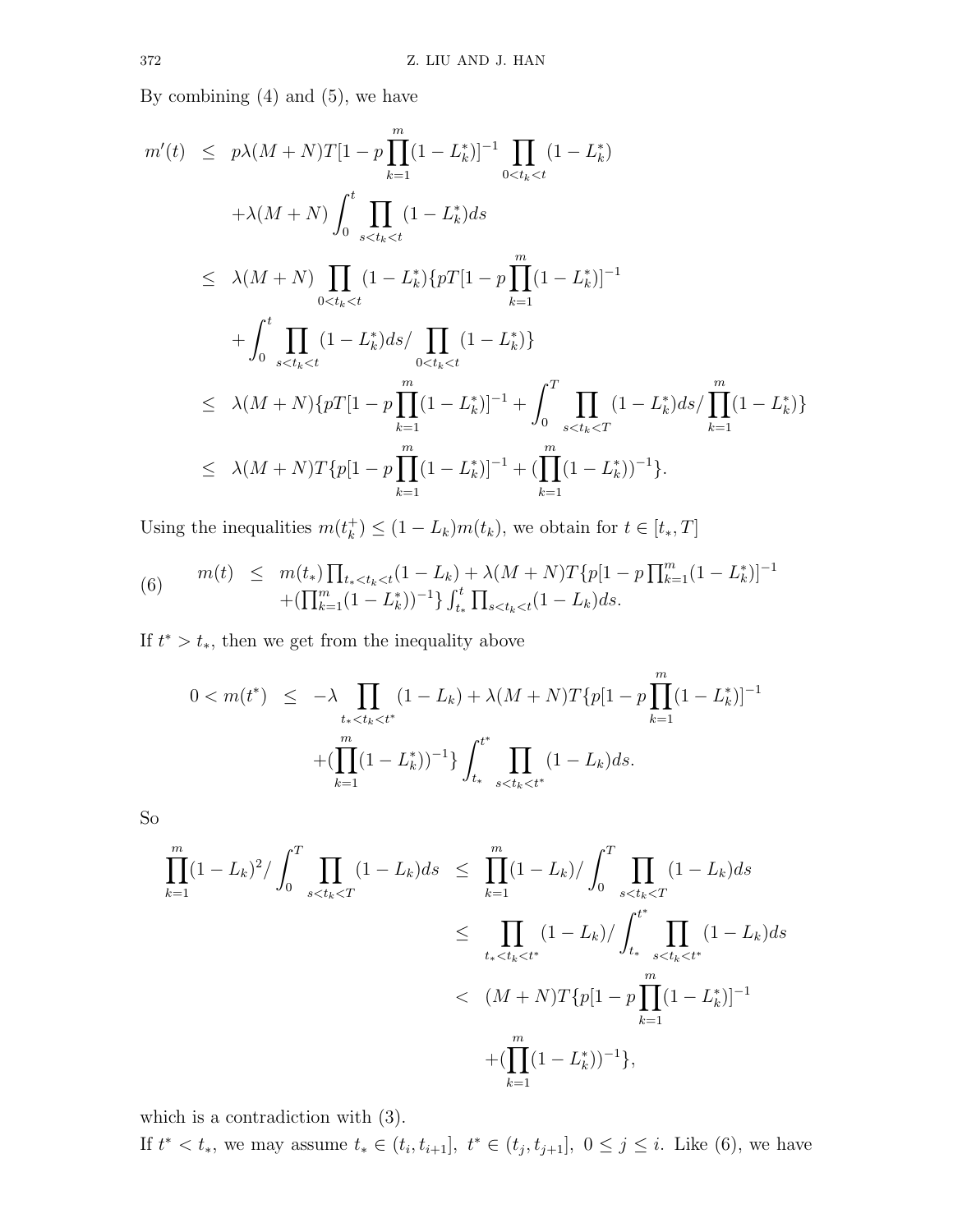By combining (4) and (5), we have

$$
\begin{aligned}
m'(t) &\le p\lambda(M+N)T[1-p\prod_{k=1}^{m}(1-L_k^*)]^{-1}\prod_{0<t_k<t}(1-L_k^*) \\
&\quad +\lambda(M+N)\int_0^t \prod_{s<t_k<t}(1-L_k^*)ds \\
&\le \lambda(M+N)\prod_{0<t_k<t}(1-L_k^*)\{pT[1-p\prod_{k=1}^{m}(1-L_k^*)]^{-1} \\
&\quad +\int_0^t \prod_{s<t_k<t}(1-L_k^*)ds/\prod_{0<t_k<t}(1-L_k^*)\} \\
&\le \lambda(M+N)\{pT[1-p\prod_{k=1}^{m}(1-L_k^*)]^{-1}+\int_0^T \prod_{s<t_k<T}(1-L_k^*)ds/\prod_{k=1}^{m}(1-L_k^*)\} \\
&\le \lambda(M+N)T\{p[1-p\prod_{k=1}^{m}(1-L_k^*)]^{-1}+(\prod_{k=1}^{m}(1-L_k^*))^{-1}\}.
\end{aligned}
$$

Using the inequalities $m(t_k^+)\le(1-L_k)m(t_k)$, we obtain for $t\in[t_*,T]$

$$
\begin{aligned}
(6)\qquad m(t) &\le m(t_*)\prod_{t_*<t_k<t}(1-L_k)+\lambda(M+N)T\{p[1-p\prod_{k=1}^{m}(1-L_k^*)]^{-1} \\
&\quad +(\prod_{k=1}^{m}(1-L_k^*))^{-1}\}\int_{t_*}^{t}\prod_{s<t_k<t}(1-L_k)ds.
\end{aligned}
$$

If $t^*>t_*$, then we get from the inequality above

$$
\begin{aligned}
0<m(t^*) &\le -\lambda\prod_{t_*<t_k<t^*}(1-L_k)+\lambda(M+N)T\{p[1-p\prod_{k=1}^{m}(1-L_k^*)]^{-1} \\
&\quad +(\prod_{k=1}^{m}(1-L_k^*))^{-1}\}\int_{t_*}^{t^*}\prod_{s<t_k<t^*}(1-L_k)ds.
\end{aligned}
$$

So

$$
\begin{aligned}
\prod_{k=1}^{m}(1-L_k)^2/\int_0^T\prod_{s<t_k<T}(1-L_k)ds &\le \prod_{k=1}^{m}(1-L_k)/\int_0^T\prod_{s<t_k<T}(1-L_k)ds \\
&\le \prod_{t_*<t_k<t^*}(1-L_k)/\int_{t_*}^{t^*}\prod_{s<t_k<t^*}(1-L_k)ds \\
&< (M+N)T\{p[1-p\prod_{k=1}^{m}(1-L_k^*)]^{-1} \\
&\quad +(\prod_{k=1}^{m}(1-L_k^*))^{-1}\},
\end{aligned}
$$

which is a contradiction with (3).

If $t^*<t_*$, we may assume $t_*\in(t_i,t_{i+1}],\ t^*\in(t_j,t_{j+1}],\ 0\le j\le i.$ Like (6), we have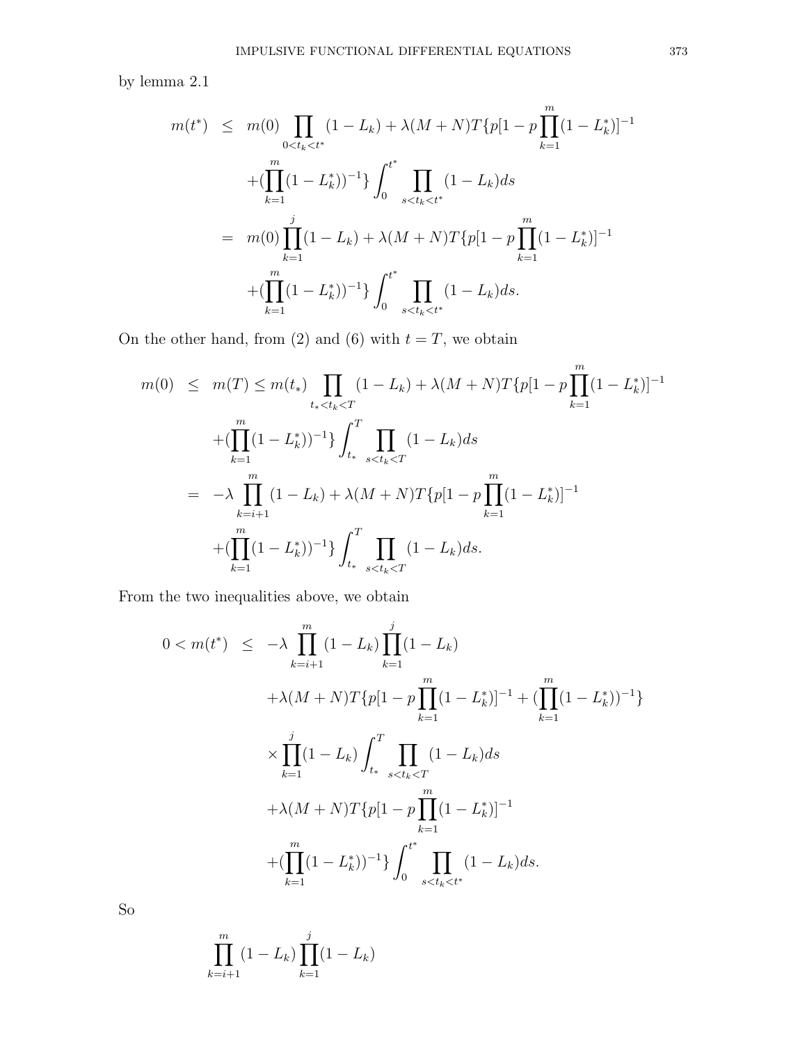by lemma 2.1

$$
\begin{aligned}
m(t^*) &\leq m(0)\prod_{0<t_k<t^*}(1-L_k) + \lambda(M+N)T\{p[1-p\prod_{k=1}^{m}(1-L_k^*)]^{-1} \\
&\quad +(\prod_{k=1}^{m}(1-L_k^*))^{-1}\}\int_0^{t^*}\prod_{s<t_k<t^*}(1-L_k)ds \\
&= m(0)\prod_{k=1}^{j}(1-L_k) + \lambda(M+N)T\{p[1-p\prod_{k=1}^{m}(1-L_k^*)]^{-1} \\
&\quad +(\prod_{k=1}^{m}(1-L_k^*))^{-1}\}\int_0^{t^*}\prod_{s<t_k<t^*}(1-L_k)ds.
\end{aligned}
$$

On the other hand, from (2) and (6) with $t = T$, we obtain

$$
\begin{aligned}
m(0) &\leq m(T) \leq m(t_*)\prod_{t_*<t_k<T}(1-L_k) + \lambda(M+N)T\{p[1-p\prod_{k=1}^{m}(1-L_k^*)]^{-1} \\
&\quad +(\prod_{k=1}^{m}(1-L_k^*))^{-1}\}\int_{t_*}^{T}\prod_{s<t_k<T}(1-L_k)ds \\
&= -\lambda\prod_{k=i+1}^{m}(1-L_k) + \lambda(M+N)T\{p[1-p\prod_{k=1}^{m}(1-L_k^*)]^{-1} \\
&\quad +(\prod_{k=1}^{m}(1-L_k^*))^{-1}\}\int_{t_*}^{T}\prod_{s<t_k<T}(1-L_k)ds.
\end{aligned}
$$

From the two inequalities above, we obtain

$$
\begin{aligned}
0 < m(t^*) &\leq -\lambda\prod_{k=i+1}^{m}(1-L_k)\prod_{k=1}^{j}(1-L_k) \\
&\quad +\lambda(M+N)T\{p[1-p\prod_{k=1}^{m}(1-L_k^*)]^{-1} + (\prod_{k=1}^{m}(1-L_k^*))^{-1}\} \\
&\quad \times\prod_{k=1}^{j}(1-L_k)\int_{t_*}^{T}\prod_{s<t_k<T}(1-L_k)ds \\
&\quad +\lambda(M+N)T\{p[1-p\prod_{k=1}^{m}(1-L_k^*)]^{-1} \\
&\quad +(\prod_{k=1}^{m}(1-L_k^*))^{-1}\}\int_0^{t^*}\prod_{s<t_k<t^*}(1-L_k)ds.
\end{aligned}
$$

So

$$
\prod_{k=i+1}^{m}(1-L_k)\prod_{k=1}^{j}(1-L_k)
$$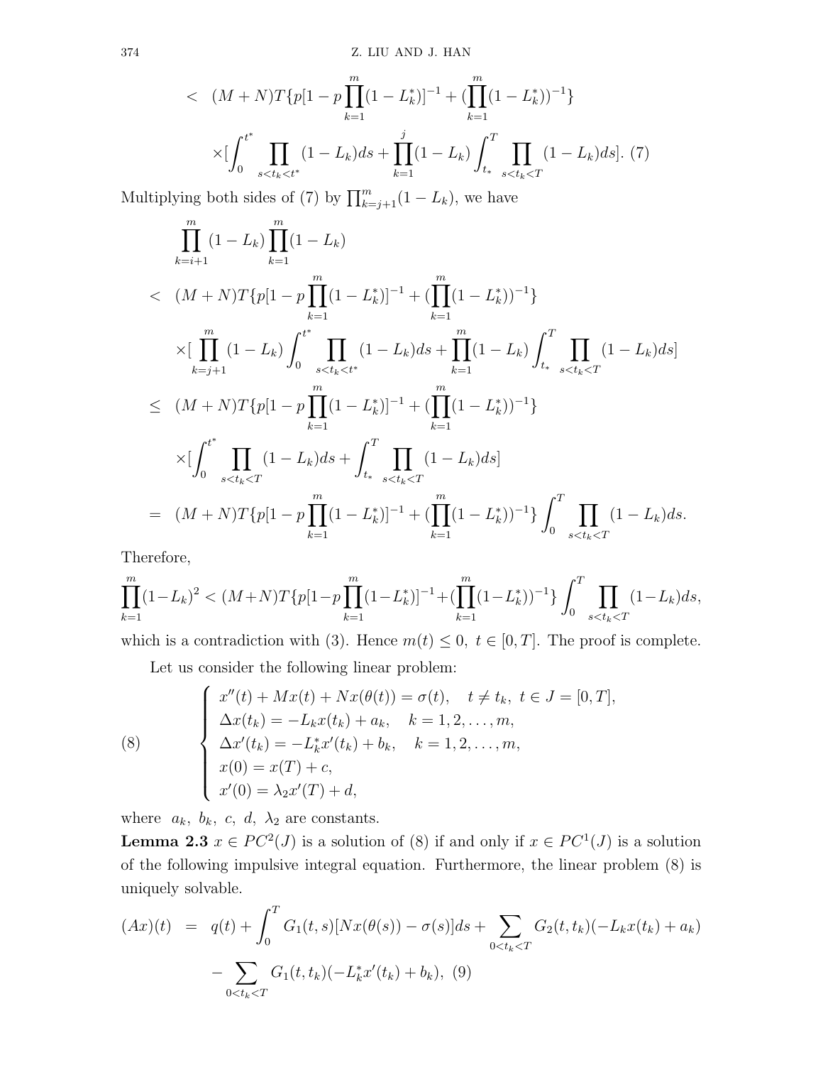$$
\begin{aligned}
&< (M+N)T\{p[1-p\prod_{k=1}^{m}(1-L_k^*)]^{-1}+(\prod_{k=1}^{m}(1-L_k^*))^{-1}\} \\
&\quad \times[\int_0^{t^*}\prod_{s<t_k<t^*}(1-L_k)ds+\prod_{k=1}^{j}(1-L_k)\int_{t_*}^{T}\prod_{s<t_k<T}(1-L_k)ds]. \ (7)
\end{aligned}
$$

Multiplying both sides of (7) by $\prod_{k=j+1}^{m}(1-L_k)$, we have

$$
\begin{aligned}
&\prod_{k=i+1}^{m}(1-L_k)\prod_{k=1}^{m}(1-L_k) \\
&< (M+N)T\{p[1-p\prod_{k=1}^{m}(1-L_k^*)]^{-1}+(\prod_{k=1}^{m}(1-L_k^*))^{-1}\} \\
&\quad \times[\prod_{k=j+1}^{m}(1-L_k)\int_0^{t^*}\prod_{s<t_k<t^*}(1-L_k)ds+\prod_{k=1}^{m}(1-L_k)\int_{t_*}^{T}\prod_{s<t_k<T}(1-L_k)ds] \\
&\le (M+N)T\{p[1-p\prod_{k=1}^{m}(1-L_k^*)]^{-1}+(\prod_{k=1}^{m}(1-L_k^*))^{-1}\} \\
&\quad \times[\int_0^{t^*}\prod_{s<t_k<T}(1-L_k)ds+\int_{t_*}^{T}\prod_{s<t_k<T}(1-L_k)ds] \\
&= (M+N)T\{p[1-p\prod_{k=1}^{m}(1-L_k^*)]^{-1}+(\prod_{k=1}^{m}(1-L_k^*))^{-1}\}\int_0^{T}\prod_{s<t_k<T}(1-L_k)ds.
\end{aligned}
$$

Therefore,

$$
\prod_{k=1}^{m}(1-L_k)^2<(M+N)T\{p[1-p\prod_{k=1}^{m}(1-L_k^*)]^{-1}+(\prod_{k=1}^{m}(1-L_k^*))^{-1}\}\int_0^{T}\prod_{s<t_k<T}(1-L_k)ds,
$$

which is a contradiction with (3). Hence $m(t)\le 0,\ t\in[0,T]$. The proof is complete.

Let us consider the following linear problem:

$$
(8)\qquad
\begin{cases}
x''(t)+Mx(t)+Nx(\theta(t))=\sigma(t), \quad t\ne t_k,\ t\in J=[0,T],\\
\Delta x(t_k)=-L_kx(t_k)+a_k, \quad k=1,2,\ldots,m,\\
\Delta x'(t_k)=-L_k^*x'(t_k)+b_k, \quad k=1,2,\ldots,m,\\
x(0)=x(T)+c,\\
x'(0)=\lambda_2x'(T)+d,
\end{cases}
$$

where $a_k,\ b_k,\ c,\ d,\ \lambda_2$ are constants.

**Lemma 2.3** $x\in PC^2(J)$ is a solution of (8) if and only if $x\in PC^1(J)$ is a solution of the following impulsive integral equation. Furthermore, the linear problem (8) is uniquely solvable.

$$
\begin{aligned}
(Ax)(t) &= q(t)+\int_0^T G_1(t,s)[Nx(\theta(s))-\sigma(s)]ds+\sum_{0<t_k<T}G_2(t,t_k)(-L_kx(t_k)+a_k) \\
&\quad -\sum_{0<t_k<T}G_1(t,t_k)(-L_k^*x'(t_k)+b_k), \ (9)
\end{aligned}
$$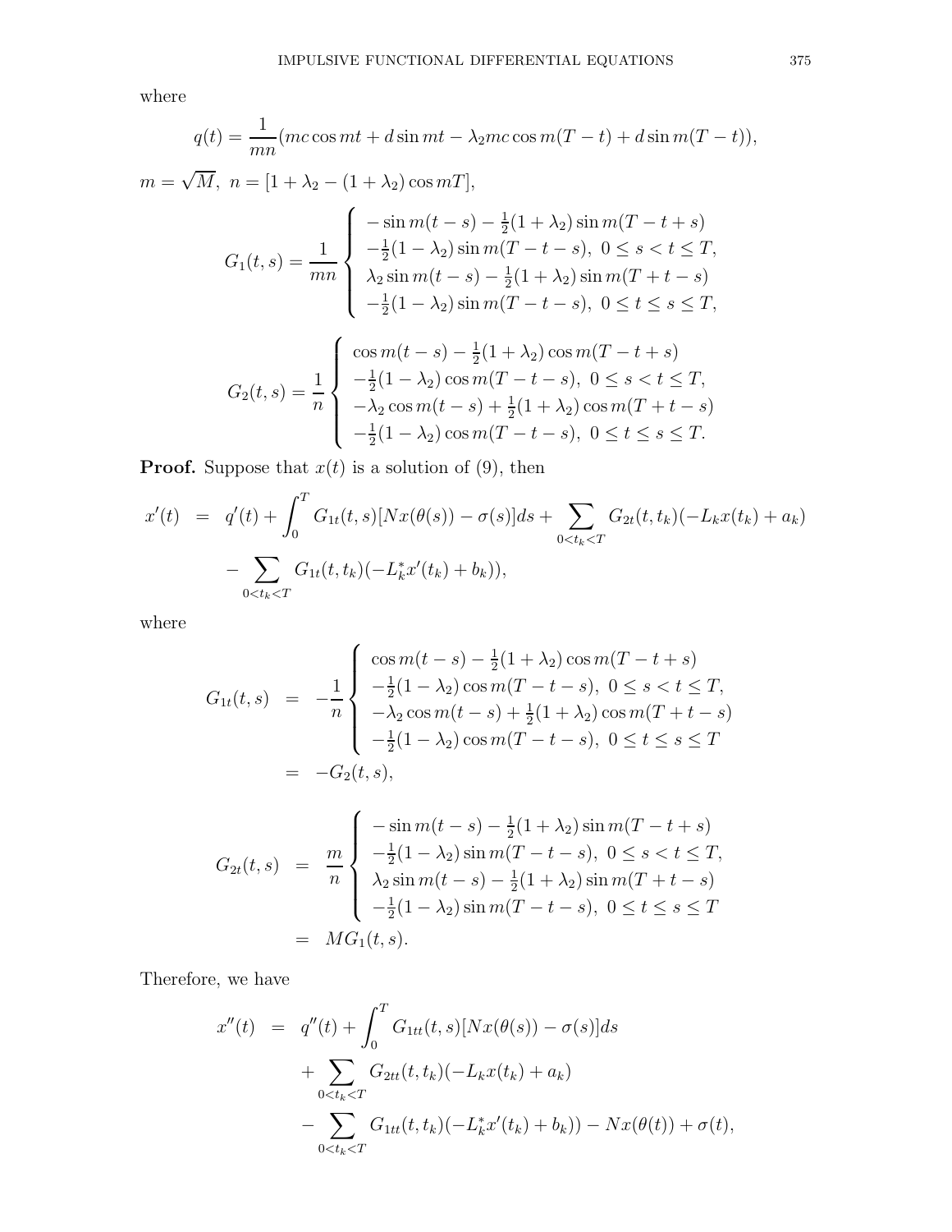where

$$q(t) = \frac{1}{mn}(mc\cos mt + d\sin mt - \lambda_2 mc\cos m(T-t) + d\sin m(T-t)),$$

$m = \sqrt{M},\ n = [1 + \lambda_2 - (1+\lambda_2)\cos mT],$

$$G_1(t,s) = \frac{1}{mn}\left\{\begin{array}{l} -\sin m(t-s) - \frac{1}{2}(1+\lambda_2)\sin m(T-t+s) \\ -\frac{1}{2}(1-\lambda_2)\sin m(T-t-s),\ 0 \le s < t \le T, \\ \lambda_2 \sin m(t-s) - \frac{1}{2}(1+\lambda_2)\sin m(T+t-s) \\ -\frac{1}{2}(1-\lambda_2)\sin m(T-t-s),\ 0 \le t \le s \le T, \end{array}\right.$$

$$G_2(t,s) = \frac{1}{n}\left\{\begin{array}{l} \cos m(t-s) - \frac{1}{2}(1+\lambda_2)\cos m(T-t+s) \\ -\frac{1}{2}(1-\lambda_2)\cos m(T-t-s),\ 0 \le s < t \le T, \\ -\lambda_2 \cos m(t-s) + \frac{1}{2}(1+\lambda_2)\cos m(T+t-s) \\ -\frac{1}{2}(1-\lambda_2)\cos m(T-t-s),\ 0 \le t \le s \le T. \end{array}\right.$$

**Proof.** Suppose that $x(t)$ is a solution of (9), then

$$\begin{aligned} x'(t) &= q'(t) + \int_0^T G_{1t}(t,s)[Nx(\theta(s)) - \sigma(s)]ds + \sum_{0<t_k<T} G_{2t}(t,t_k)(-L_k x(t_k) + a_k) \\ &\quad - \sum_{0<t_k<T} G_{1t}(t,t_k)(-L_k^* x'(t_k) + b_k)), \end{aligned}$$

where

$$\begin{aligned} G_{1t}(t,s) &= -\frac{1}{n}\left\{\begin{array}{l} \cos m(t-s) - \frac{1}{2}(1+\lambda_2)\cos m(T-t+s) \\ -\frac{1}{2}(1-\lambda_2)\cos m(T-t-s),\ 0 \le s < t \le T, \\ -\lambda_2 \cos m(t-s) + \frac{1}{2}(1+\lambda_2)\cos m(T+t-s) \\ -\frac{1}{2}(1-\lambda_2)\cos m(T-t-s),\ 0 \le t \le s \le T \end{array}\right. \\ &= -G_2(t,s), \end{aligned}$$

$$\begin{aligned} G_{2t}(t,s) &= \frac{m}{n}\left\{\begin{array}{l} -\sin m(t-s) - \frac{1}{2}(1+\lambda_2)\sin m(T-t+s) \\ -\frac{1}{2}(1-\lambda_2)\sin m(T-t-s),\ 0 \le s < t \le T, \\ \lambda_2 \sin m(t-s) - \frac{1}{2}(1+\lambda_2)\sin m(T+t-s) \\ -\frac{1}{2}(1-\lambda_2)\sin m(T-t-s),\ 0 \le t \le s \le T \end{array}\right. \\ &= MG_1(t,s). \end{aligned}$$

Therefore, we have

$$\begin{aligned} x''(t) &= q''(t) + \int_0^T G_{1tt}(t,s)[Nx(\theta(s)) - \sigma(s)]ds \\ &\quad + \sum_{0<t_k<T} G_{2tt}(t,t_k)(-L_k x(t_k) + a_k) \\ &\quad - \sum_{0<t_k<T} G_{1tt}(t,t_k)(-L_k^* x'(t_k) + b_k)) - Nx(\theta(t)) + \sigma(t), \end{aligned}$$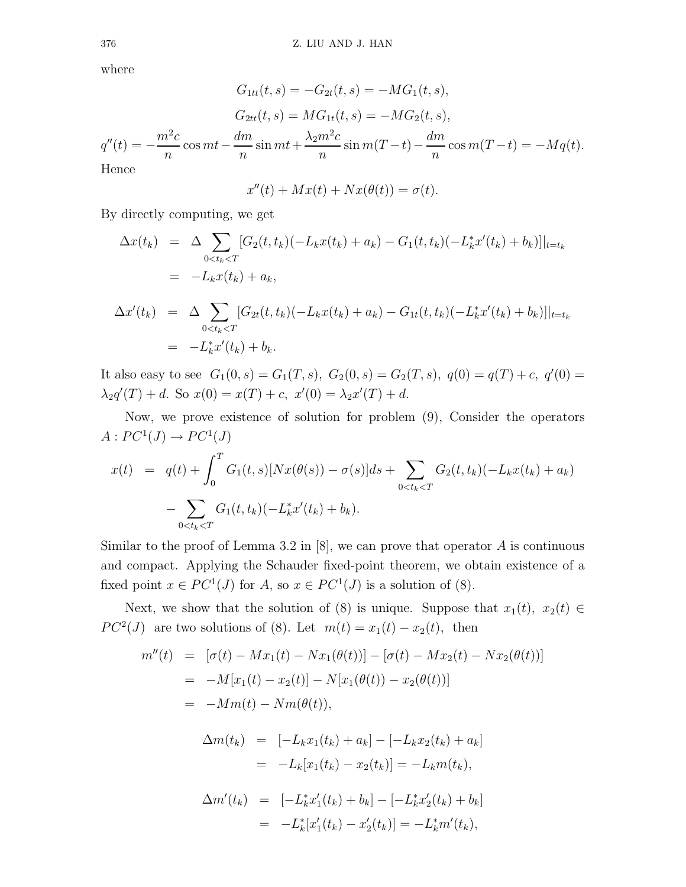where

$$G_{1tt}(t,s) = -G_{2t}(t,s) = -MG_1(t,s),$$

$$G_{2tt}(t,s) = MG_{1t}(t,s) = -MG_2(t,s),$$

$$q''(t) = -\frac{m^2 c}{n}\cos mt - \frac{dm}{n}\sin mt + \frac{\lambda_2 m^2 c}{n}\sin m(T-t) - \frac{dm}{n}\cos m(T-t) = -Mq(t).$$

Hence

$$x''(t) + Mx(t) + Nx(\theta(t)) = \sigma(t).$$

By directly computing, we get

$$\begin{aligned}
\Delta x(t_k) &= \Delta \sum_{0<t_k<T} [G_2(t,t_k)(-L_k x(t_k) + a_k) - G_1(t,t_k)(-L_k^* x'(t_k) + b_k)]|_{t=t_k} \\
&= -L_k x(t_k) + a_k,
\end{aligned}$$

$$\begin{aligned}
\Delta x'(t_k) &= \Delta \sum_{0<t_k<T} [G_{2t}(t,t_k)(-L_k x(t_k) + a_k) - G_{1t}(t,t_k)(-L_k^* x'(t_k) + b_k)]|_{t=t_k} \\
&= -L_k^* x'(t_k) + b_k.
\end{aligned}$$

It also easy to see $G_1(0,s) = G_1(T,s),\ G_2(0,s) = G_2(T,s),\ q(0) = q(T) + c,\ q'(0) = \lambda_2 q'(T) + d$. So $x(0) = x(T) + c,\ x'(0) = \lambda_2 x'(T) + d$.

Now, we prove existence of solution for problem (9), Consider the operators $A: PC^1(J) \to PC^1(J)$

$$\begin{aligned}
x(t) &= q(t) + \int_0^T G_1(t,s)[Nx(\theta(s)) - \sigma(s)]ds + \sum_{0<t_k<T} G_2(t,t_k)(-L_k x(t_k) + a_k) \\
&\quad - \sum_{0<t_k<T} G_1(t,t_k)(-L_k^* x'(t_k) + b_k).
\end{aligned}$$

Similar to the proof of Lemma 3.2 in [8], we can prove that operator $A$ is continuous and compact. Applying the Schauder fixed-point theorem, we obtain existence of a fixed point $x \in PC^1(J)$ for $A$, so $x \in PC^1(J)$ is a solution of (8).

Next, we show that the solution of (8) is unique. Suppose that $x_1(t),\ x_2(t) \in PC^2(J)$ are two solutions of (8). Let $m(t) = x_1(t) - x_2(t)$, then

$$\begin{aligned}
m''(t) &= [\sigma(t) - Mx_1(t) - Nx_1(\theta(t))] - [\sigma(t) - Mx_2(t) - Nx_2(\theta(t))] \\
&= -M[x_1(t) - x_2(t)] - N[x_1(\theta(t)) - x_2(\theta(t))] \\
&= -Mm(t) - Nm(\theta(t)),
\end{aligned}$$

$$\begin{aligned}
\Delta m(t_k) &= [-L_k x_1(t_k) + a_k] - [-L_k x_2(t_k) + a_k] \\
&= -L_k[x_1(t_k) - x_2(t_k)] = -L_k m(t_k),
\end{aligned}$$

$$\begin{aligned}
\Delta m'(t_k) &= [-L_k^* x_1'(t_k) + b_k] - [-L_k^* x_2'(t_k) + b_k] \\
&= -L_k^*[x_1'(t_k) - x_2'(t_k)] = -L_k^* m'(t_k),
\end{aligned}$$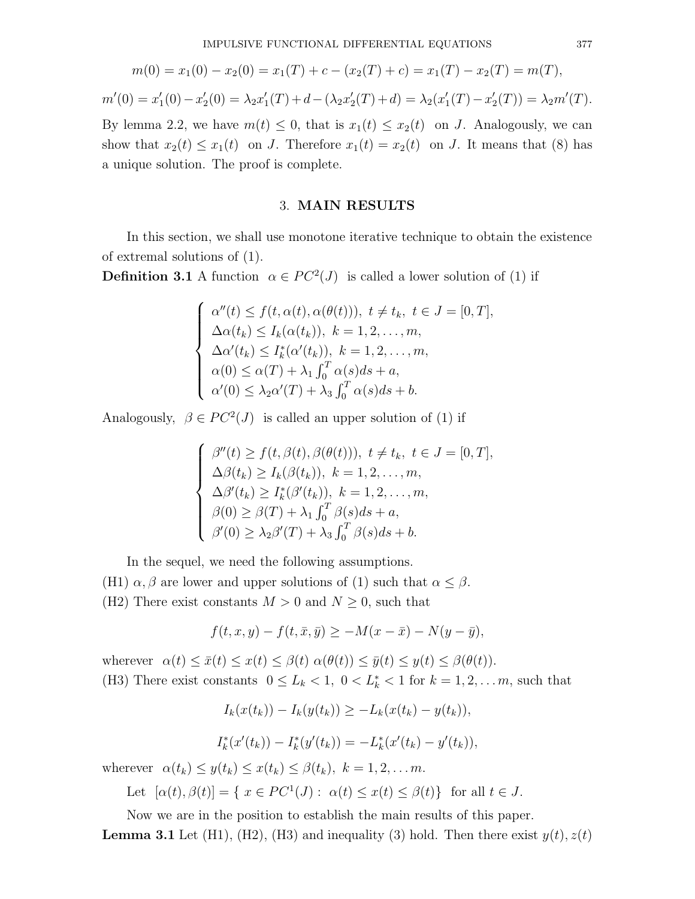$$m(0) = x_1(0) - x_2(0) = x_1(T) + c - (x_2(T) + c) = x_1(T) - x_2(T) = m(T),$$

$$m'(0) = x_1'(0) - x_2'(0) = \lambda_2 x_1'(T) + d - (\lambda_2 x_2'(T) + d) = \lambda_2(x_1'(T) - x_2'(T)) = \lambda_2 m'(T).$$

By lemma 2.2, we have $m(t) \leq 0$, that is $x_1(t) \leq x_2(t)$ on $J$. Analogously, we can show that $x_2(t) \leq x_1(t)$ on $J$. Therefore $x_1(t) = x_2(t)$ on $J$. It means that (8) has a unique solution. The proof is complete.

## 3. MAIN RESULTS

In this section, we shall use monotone iterative technique to obtain the existence of extremal solutions of (1).

**Definition 3.1** A function $\alpha \in PC^2(J)$ is called a lower solution of (1) if

$$\begin{cases} \alpha''(t) \leq f(t, \alpha(t), \alpha(\theta(t))), \ t \neq t_k, \ t \in J = [0, T], \\ \Delta\alpha(t_k) \leq I_k(\alpha(t_k)), \ k = 1, 2, \ldots, m, \\ \Delta\alpha'(t_k) \leq I_k^*(\alpha'(t_k)), \ k = 1, 2, \ldots, m, \\ \alpha(0) \leq \alpha(T) + \lambda_1 \int_0^T \alpha(s)ds + a, \\ \alpha'(0) \leq \lambda_2 \alpha'(T) + \lambda_3 \int_0^T \alpha(s)ds + b. \end{cases}$$

Analogously, $\beta \in PC^2(J)$ is called an upper solution of (1) if

$$\begin{cases} \beta''(t) \geq f(t, \beta(t), \beta(\theta(t))), \ t \neq t_k, \ t \in J = [0, T], \\ \Delta\beta(t_k) \geq I_k(\beta(t_k)), \ k = 1, 2, \ldots, m, \\ \Delta\beta'(t_k) \geq I_k^*(\beta'(t_k)), \ k = 1, 2, \ldots, m, \\ \beta(0) \geq \beta(T) + \lambda_1 \int_0^T \beta(s)ds + a, \\ \beta'(0) \geq \lambda_2 \beta'(T) + \lambda_3 \int_0^T \beta(s)ds + b. \end{cases}$$

In the sequel, we need the following assumptions.

(H1) $\alpha, \beta$ are lower and upper solutions of (1) such that $\alpha \leq \beta$.

(H2) There exist constants $M > 0$ and $N \geq 0$, such that

$$f(t, x, y) - f(t, \bar{x}, \bar{y}) \geq -M(x - \bar{x}) - N(y - \bar{y}),$$

wherever $\alpha(t) \leq \bar{x}(t) \leq x(t) \leq \beta(t)$ $\alpha(\theta(t)) \leq \bar{y}(t) \leq y(t) \leq \beta(\theta(t))$.

(H3) There exist constants $0 \leq L_k < 1$, $0 < L_k^* < 1$ for $k = 1, 2, \ldots m$, such that

$$I_k(x(t_k)) - I_k(y(t_k)) \geq -L_k(x(t_k) - y(t_k)),$$

$$I_k^*(x'(t_k)) - I_k^*(y'(t_k)) = -L_k^*(x'(t_k) - y'(t_k)),$$

wherever $\alpha(t_k) \leq y(t_k) \leq x(t_k) \leq \beta(t_k)$, $k = 1, 2, \ldots m$.

Let $[\alpha(t), \beta(t)] = \{ x \in PC^1(J) : \alpha(t) \leq x(t) \leq \beta(t)\}$ for all $t \in J$.

Now we are in the position to establish the main results of this paper.

**Lemma 3.1** Let (H1), (H2), (H3) and inequality (3) hold. Then there exist $y(t), z(t)$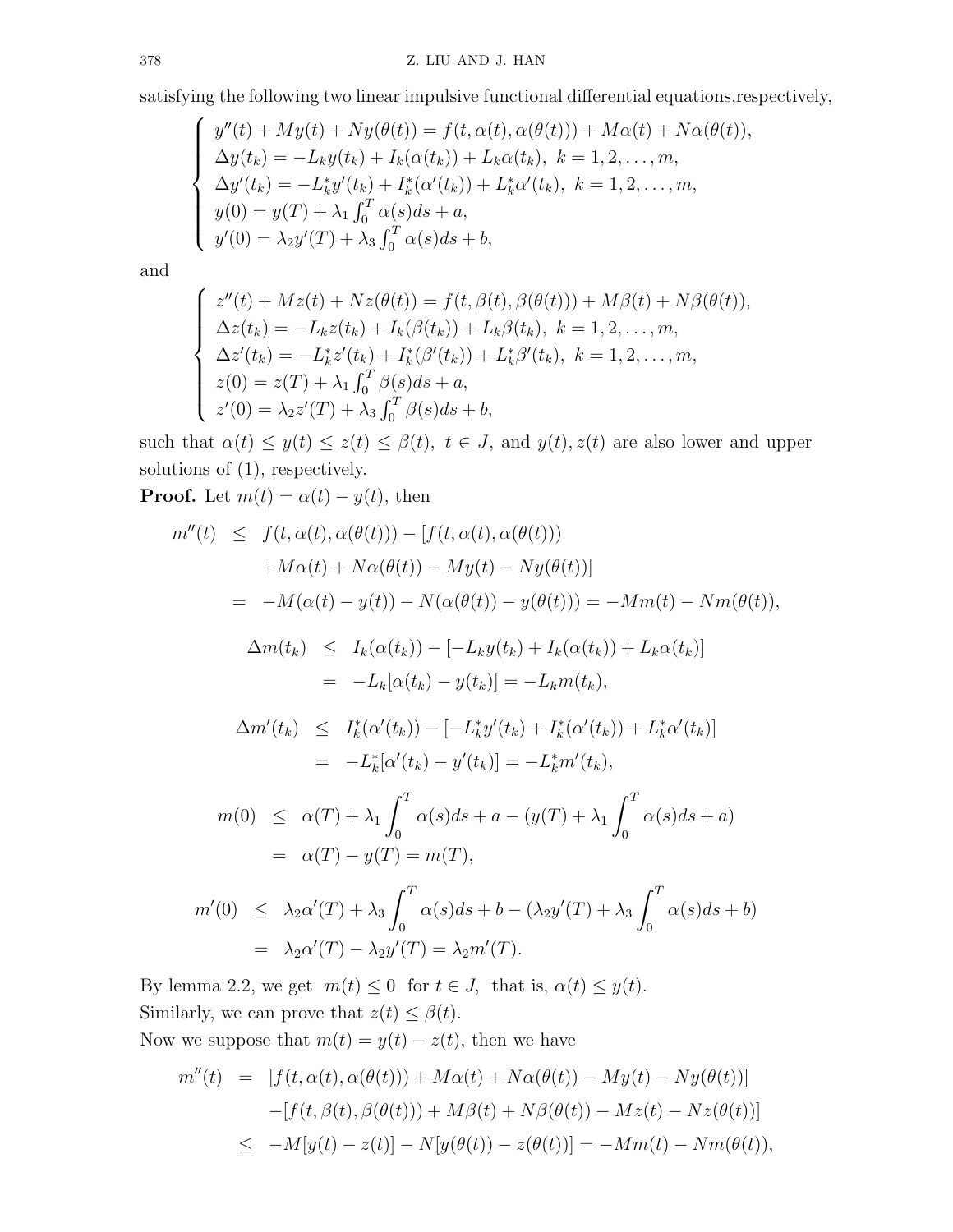satisfying the following two linear impulsive functional differential equations,respectively,

$$
\begin{cases}
y''(t) + My(t) + Ny(\theta(t)) = f(t, \alpha(t), \alpha(\theta(t))) + M\alpha(t) + N\alpha(\theta(t)), \\
\Delta y(t_k) = -L_k y(t_k) + I_k(\alpha(t_k)) + L_k\alpha(t_k), \ k = 1, 2, \ldots, m, \\
\Delta y'(t_k) = -L_k^* y'(t_k) + I_k^*(\alpha'(t_k)) + L_k^*\alpha'(t_k), \ k = 1, 2, \ldots, m, \\
y(0) = y(T) + \lambda_1 \int_0^T \alpha(s)ds + a, \\
y'(0) = \lambda_2 y'(T) + \lambda_3 \int_0^T \alpha(s)ds + b,
\end{cases}
$$

and

$$
\begin{cases}
z''(t) + Mz(t) + Nz(\theta(t)) = f(t, \beta(t), \beta(\theta(t))) + M\beta(t) + N\beta(\theta(t)), \\
\Delta z(t_k) = -L_k z(t_k) + I_k(\beta(t_k)) + L_k\beta(t_k), \ k = 1, 2, \ldots, m, \\
\Delta z'(t_k) = -L_k^* z'(t_k) + I_k^*(\beta'(t_k)) + L_k^*\beta'(t_k), \ k = 1, 2, \ldots, m, \\
z(0) = z(T) + \lambda_1 \int_0^T \beta(s)ds + a, \\
z'(0) = \lambda_2 z'(T) + \lambda_3 \int_0^T \beta(s)ds + b,
\end{cases}
$$

such that $\alpha(t) \leq y(t) \leq z(t) \leq \beta(t), \ t \in J$, and $y(t), z(t)$ are also lower and upper solutions of (1), respectively.

**Proof.** Let $m(t) = \alpha(t) - y(t)$, then

$$
\begin{aligned}
m''(t) &\leq f(t, \alpha(t), \alpha(\theta(t))) - [f(t, \alpha(t), \alpha(\theta(t))) \\
&\quad + M\alpha(t) + N\alpha(\theta(t)) - My(t) - Ny(\theta(t))] \\
&= -M(\alpha(t) - y(t)) - N(\alpha(\theta(t)) - y(\theta(t))) = -Mm(t) - Nm(\theta(t)),
\end{aligned}
$$

$$
\begin{aligned}
\Delta m(t_k) &\leq I_k(\alpha(t_k)) - [-L_k y(t_k) + I_k(\alpha(t_k)) + L_k\alpha(t_k)] \\
&= -L_k[\alpha(t_k) - y(t_k)] = -L_k m(t_k),
\end{aligned}
$$

$$
\begin{aligned}
\Delta m'(t_k) &\leq I_k^*(\alpha'(t_k)) - [-L_k^* y'(t_k) + I_k^*(\alpha'(t_k)) + L_k^*\alpha'(t_k)] \\
&= -L_k^*[\alpha'(t_k) - y'(t_k)] = -L_k^* m'(t_k),
\end{aligned}
$$

$$
\begin{aligned}
m(0) &\leq \alpha(T) + \lambda_1 \int_0^T \alpha(s)ds + a - (y(T) + \lambda_1 \int_0^T \alpha(s)ds + a) \\
&= \alpha(T) - y(T) = m(T),
\end{aligned}
$$

$$
\begin{aligned}
m'(0) &\leq \lambda_2\alpha'(T) + \lambda_3 \int_0^T \alpha(s)ds + b - (\lambda_2 y'(T) + \lambda_3 \int_0^T \alpha(s)ds + b) \\
&= \lambda_2\alpha'(T) - \lambda_2 y'(T) = \lambda_2 m'(T).
\end{aligned}
$$

By lemma 2.2, we get $m(t) \leq 0$ for $t \in J$, that is, $\alpha(t) \leq y(t)$.

Similarly, we can prove that $z(t) \leq \beta(t)$.

Now we suppose that $m(t) = y(t) - z(t)$, then we have

$$
\begin{aligned}
m''(t) &= [f(t, \alpha(t), \alpha(\theta(t))) + M\alpha(t) + N\alpha(\theta(t)) - My(t) - Ny(\theta(t))] \\
&\quad - [f(t, \beta(t), \beta(\theta(t))) + M\beta(t) + N\beta(\theta(t)) - Mz(t) - Nz(\theta(t))] \\
&\leq -M[y(t) - z(t)] - N[y(\theta(t)) - z(\theta(t))] = -Mm(t) - Nm(\theta(t)),
\end{aligned}
$$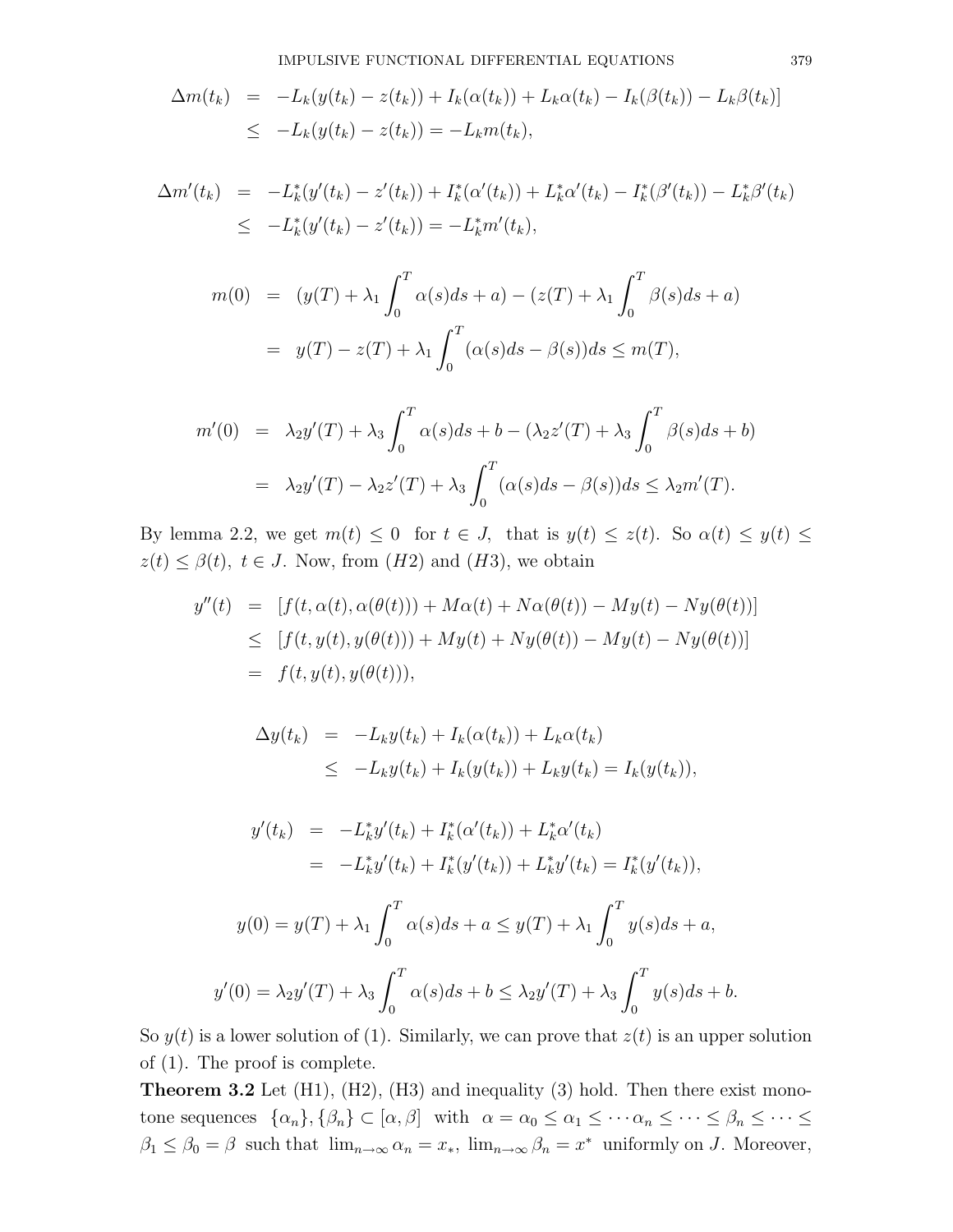$$
\begin{aligned}
\Delta m(t_k) &= -L_k(y(t_k) - z(t_k)) + I_k(\alpha(t_k)) + L_k\alpha(t_k) - I_k(\beta(t_k)) - L_k\beta(t_k)] \\
&\leq -L_k(y(t_k) - z(t_k)) = -L_k m(t_k),
\end{aligned}
$$

$$
\begin{aligned}
\Delta m'(t_k) &= -L_k^*(y'(t_k) - z'(t_k)) + I_k^*(\alpha'(t_k)) + L_k^*\alpha'(t_k) - I_k^*(\beta'(t_k)) - L_k^*\beta'(t_k) \\
&\leq -L_k^*(y'(t_k) - z'(t_k)) = -L_k^* m'(t_k),
\end{aligned}
$$

$$
\begin{aligned}
m(0) &= (y(T) + \lambda_1 \int_0^T \alpha(s)ds + a) - (z(T) + \lambda_1 \int_0^T \beta(s)ds + a) \\
&= y(T) - z(T) + \lambda_1 \int_0^T (\alpha(s)ds - \beta(s))ds \leq m(T),
\end{aligned}
$$

$$
\begin{aligned}
m'(0) &= \lambda_2 y'(T) + \lambda_3 \int_0^T \alpha(s)ds + b - (\lambda_2 z'(T) + \lambda_3 \int_0^T \beta(s)ds + b) \\
&= \lambda_2 y'(T) - \lambda_2 z'(T) + \lambda_3 \int_0^T (\alpha(s)ds - \beta(s))ds \leq \lambda_2 m'(T).
\end{aligned}
$$

By lemma 2.2, we get $m(t) \leq 0$ for $t \in J$, that is $y(t) \leq z(t)$. So $\alpha(t) \leq y(t) \leq z(t) \leq \beta(t),\ t \in J$. Now, from $(H2)$ and $(H3)$, we obtain

$$
\begin{aligned}
y''(t) &= [f(t, \alpha(t), \alpha(\theta(t))) + M\alpha(t) + N\alpha(\theta(t)) - My(t) - Ny(\theta(t))] \\
&\leq [f(t, y(t), y(\theta(t))) + My(t) + Ny(\theta(t)) - My(t) - Ny(\theta(t))] \\
&= f(t, y(t), y(\theta(t))),
\end{aligned}
$$

$$
\begin{aligned}
\Delta y(t_k) &= -L_k y(t_k) + I_k(\alpha(t_k)) + L_k\alpha(t_k) \\
&\leq -L_k y(t_k) + I_k(y(t_k)) + L_k y(t_k) = I_k(y(t_k)),
\end{aligned}
$$

$$
\begin{aligned}
y'(t_k) &= -L_k^* y'(t_k) + I_k^*(\alpha'(t_k)) + L_k^*\alpha'(t_k) \\
&= -L_k^* y'(t_k) + I_k^*(y'(t_k)) + L_k^* y'(t_k) = I_k^*(y'(t_k)),
\end{aligned}
$$

$$
y(0) = y(T) + \lambda_1 \int_0^T \alpha(s)ds + a \leq y(T) + \lambda_1 \int_0^T y(s)ds + a,
$$

$$
y'(0) = \lambda_2 y'(T) + \lambda_3 \int_0^T \alpha(s)ds + b \leq \lambda_2 y'(T) + \lambda_3 \int_0^T y(s)ds + b.
$$

So $y(t)$ is a lower solution of (1). Similarly, we can prove that $z(t)$ is an upper solution of (1). The proof is complete.

**Theorem 3.2** Let (H1), (H2), (H3) and inequality (3) hold. Then there exist monotone sequences $\{\alpha_n\}, \{\beta_n\} \subset [\alpha, \beta]$ with $\alpha = \alpha_0 \leq \alpha_1 \leq \cdots \alpha_n \leq \cdots \leq \beta_n \leq \cdots \leq \beta_1 \leq \beta_0 = \beta$ such that $\lim_{n\to\infty} \alpha_n = x_*,\ \lim_{n\to\infty} \beta_n = x^*$ uniformly on $J$. Moreover,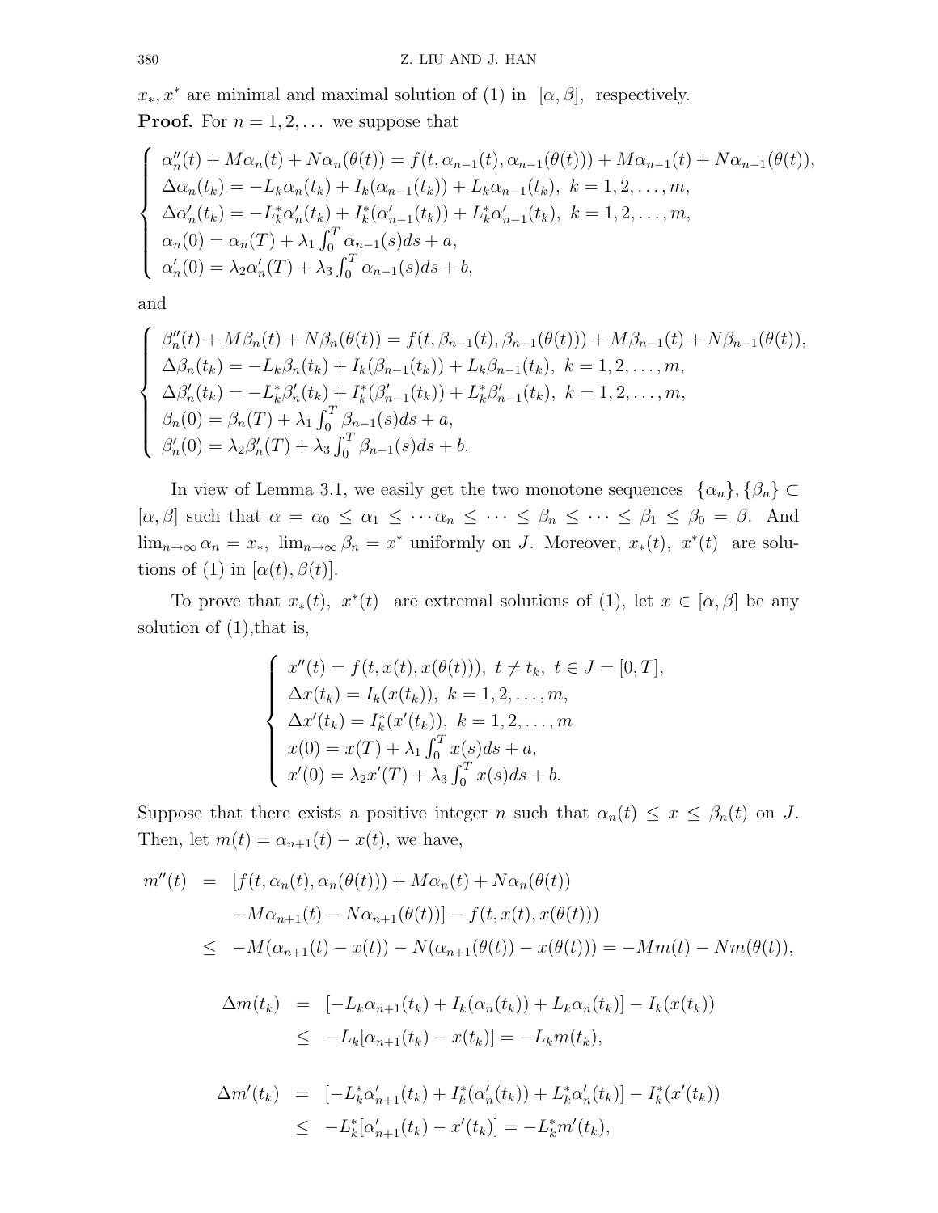$x_*, x^*$ are minimal and maximal solution of (1) in $[\alpha, \beta]$, respectively.

**Proof.** For $n = 1, 2, \ldots$ we suppose that

$$\begin{cases} \alpha_n''(t) + M\alpha_n(t) + N\alpha_n(\theta(t)) = f(t, \alpha_{n-1}(t), \alpha_{n-1}(\theta(t))) + M\alpha_{n-1}(t) + N\alpha_{n-1}(\theta(t)), \\ \Delta\alpha_n(t_k) = -L_k\alpha_n(t_k) + I_k(\alpha_{n-1}(t_k)) + L_k\alpha_{n-1}(t_k),\ k = 1, 2, \ldots, m, \\ \Delta\alpha_n'(t_k) = -L_k^*\alpha_n'(t_k) + I_k^*(\alpha_{n-1}'(t_k)) + L_k^*\alpha_{n-1}'(t_k),\ k = 1, 2, \ldots, m, \\ \alpha_n(0) = \alpha_n(T) + \lambda_1\int_0^T \alpha_{n-1}(s)ds + a, \\ \alpha_n'(0) = \lambda_2\alpha_n'(T) + \lambda_3\int_0^T \alpha_{n-1}(s)ds + b, \end{cases}$$

and

$$\begin{cases} \beta_n''(t) + M\beta_n(t) + N\beta_n(\theta(t)) = f(t, \beta_{n-1}(t), \beta_{n-1}(\theta(t))) + M\beta_{n-1}(t) + N\beta_{n-1}(\theta(t)), \\ \Delta\beta_n(t_k) = -L_k\beta_n(t_k) + I_k(\beta_{n-1}(t_k)) + L_k\beta_{n-1}(t_k),\ k = 1, 2, \ldots, m, \\ \Delta\beta_n'(t_k) = -L_k^*\beta_n'(t_k) + I_k^*(\beta_{n-1}'(t_k)) + L_k^*\beta_{n-1}'(t_k),\ k = 1, 2, \ldots, m, \\ \beta_n(0) = \beta_n(T) + \lambda_1\int_0^T \beta_{n-1}(s)ds + a, \\ \beta_n'(0) = \lambda_2\beta_n'(T) + \lambda_3\int_0^T \beta_{n-1}(s)ds + b. \end{cases}$$

In view of Lemma 3.1, we easily get the two monotone sequences $\{\alpha_n\}, \{\beta_n\} \subset [\alpha, \beta]$ such that $\alpha = \alpha_0 \le \alpha_1 \le \cdots \alpha_n \le \cdots \le \beta_n \le \cdots \le \beta_1 \le \beta_0 = \beta$. And $\lim_{n\to\infty} \alpha_n = x_*,\ \lim_{n\to\infty} \beta_n = x^*$ uniformly on $J$. Moreover, $x_*(t),\ x^*(t)$ are solutions of (1) in $[\alpha(t), \beta(t)]$.

To prove that $x_*(t),\ x^*(t)$ are extremal solutions of (1), let $x \in [\alpha, \beta]$ be any solution of (1),that is,

$$\begin{cases} x''(t) = f(t, x(t), x(\theta(t))),\ t \ne t_k,\ t \in J = [0, T], \\ \Delta x(t_k) = I_k(x(t_k)),\ k = 1, 2, \ldots, m, \\ \Delta x'(t_k) = I_k^*(x'(t_k)),\ k = 1, 2, \ldots, m \\ x(0) = x(T) + \lambda_1\int_0^T x(s)ds + a, \\ x'(0) = \lambda_2 x'(T) + \lambda_3\int_0^T x(s)ds + b. \end{cases}$$

Suppose that there exists a positive integer $n$ such that $\alpha_n(t) \le x \le \beta_n(t)$ on $J$. Then, let $m(t) = \alpha_{n+1}(t) - x(t)$, we have,

$$\begin{aligned} m''(t) &= [f(t, \alpha_n(t), \alpha_n(\theta(t))) + M\alpha_n(t) + N\alpha_n(\theta(t)) \\ &\quad - M\alpha_{n+1}(t) - N\alpha_{n+1}(\theta(t))] - f(t, x(t), x(\theta(t))) \\ &\le -M(\alpha_{n+1}(t) - x(t)) - N(\alpha_{n+1}(\theta(t)) - x(\theta(t))) = -Mm(t) - Nm(\theta(t)), \end{aligned}$$

$$\begin{aligned} \Delta m(t_k) &= [-L_k\alpha_{n+1}(t_k) + I_k(\alpha_n(t_k)) + L_k\alpha_n(t_k)] - I_k(x(t_k)) \\ &\le -L_k[\alpha_{n+1}(t_k) - x(t_k)] = -L_k m(t_k), \end{aligned}$$

$$\begin{aligned} \Delta m'(t_k) &= [-L_k^*\alpha_{n+1}'(t_k) + I_k^*(\alpha_n'(t_k)) + L_k^*\alpha_n'(t_k)] - I_k^*(x'(t_k)) \\ &\le -L_k^*[\alpha_{n+1}'(t_k) - x'(t_k)] = -L_k^* m'(t_k), \end{aligned}$$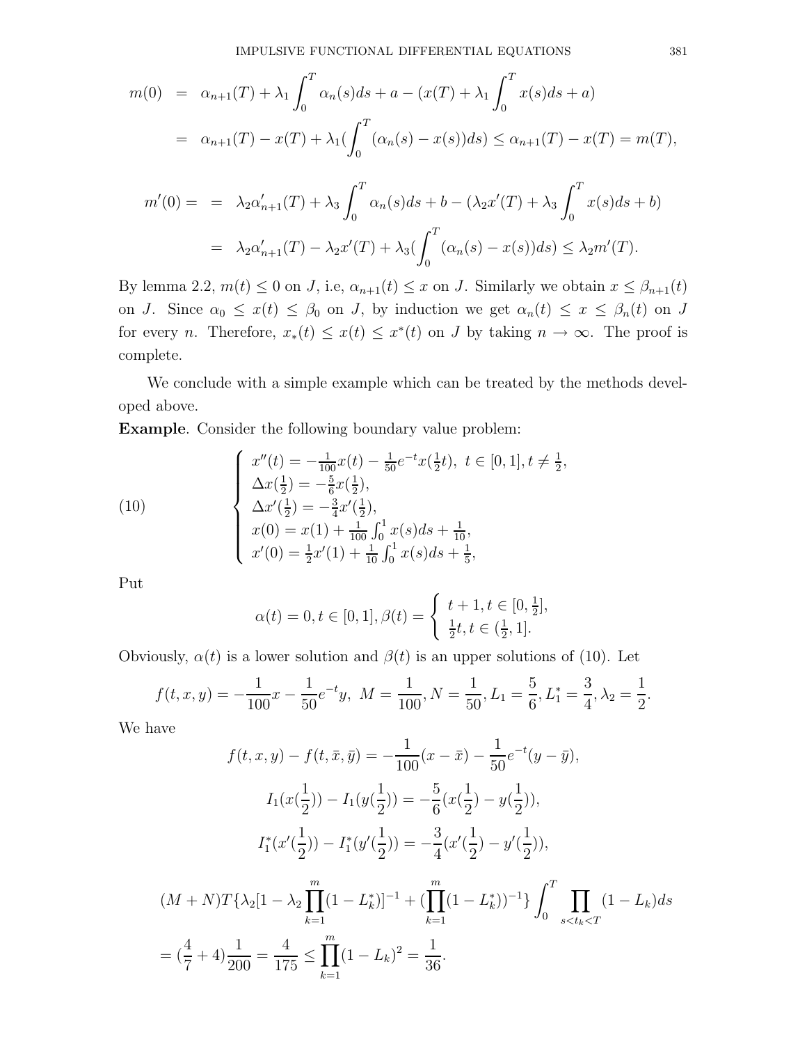$$
\begin{aligned}
m(0) &= \alpha_{n+1}(T) + \lambda_1 \int_0^T \alpha_n(s)ds + a - (x(T) + \lambda_1 \int_0^T x(s)ds + a) \\
&= \alpha_{n+1}(T) - x(T) + \lambda_1 (\int_0^T (\alpha_n(s) - x(s))ds) \leq \alpha_{n+1}(T) - x(T) = m(T),
\end{aligned}
$$

$$
\begin{aligned}
m'(0) = &= \lambda_2 \alpha'_{n+1}(T) + \lambda_3 \int_0^T \alpha_n(s)ds + b - (\lambda_2 x'(T) + \lambda_3 \int_0^T x(s)ds + b) \\
&= \lambda_2 \alpha'_{n+1}(T) - \lambda_2 x'(T) + \lambda_3 (\int_0^T (\alpha_n(s) - x(s))ds) \leq \lambda_2 m'(T).
\end{aligned}
$$

By lemma 2.2, $m(t) \leq 0$ on $J$, i.e, $\alpha_{n+1}(t) \leq x$ on $J$. Similarly we obtain $x \leq \beta_{n+1}(t)$ on $J$. Since $\alpha_0 \leq x(t) \leq \beta_0$ on $J$, by induction we get $\alpha_n(t) \leq x \leq \beta_n(t)$ on $J$ for every $n$. Therefore, $x_*(t) \leq x(t) \leq x^*(t)$ on $J$ by taking $n \to \infty$. The proof is complete.

We conclude with a simple example which can be treated by the methods developed above.

**Example**. Consider the following boundary value problem:

$$
(10) \qquad \left\{
\begin{array}{l}
x''(t) = -\frac{1}{100}x(t) - \frac{1}{50}e^{-t}x(\frac{1}{2}t), \ t \in [0,1], t \neq \frac{1}{2}, \\
\Delta x(\frac{1}{2}) = -\frac{5}{6}x(\frac{1}{2}), \\
\Delta x'(\frac{1}{2}) = -\frac{3}{4}x'(\frac{1}{2}), \\
x(0) = x(1) + \frac{1}{100}\int_0^1 x(s)ds + \frac{1}{10}, \\
x'(0) = \frac{1}{2}x'(1) + \frac{1}{10}\int_0^1 x(s)ds + \frac{1}{5},
\end{array}
\right.
$$

Put

$$
\alpha(t) = 0, t \in [0,1], \beta(t) = \left\{
\begin{array}{l}
t+1, t \in [0, \frac{1}{2}], \\
\frac{1}{2}t, t \in (\frac{1}{2}, 1].
\end{array}
\right.
$$

Obviously, $\alpha(t)$ is a lower solution and $\beta(t)$ is an upper solutions of (10). Let

$$
f(t,x,y) = -\frac{1}{100}x - \frac{1}{50}e^{-t}y, \ M = \frac{1}{100}, N = \frac{1}{50}, L_1 = \frac{5}{6}, L_1^* = \frac{3}{4}, \lambda_2 = \frac{1}{2}.
$$

We have

$$
f(t,x,y) - f(t,\bar{x},\bar{y}) = -\frac{1}{100}(x - \bar{x}) - \frac{1}{50}e^{-t}(y - \bar{y}),
$$

$$
I_1(x(\frac{1}{2})) - I_1(y(\frac{1}{2})) = -\frac{5}{6}(x(\frac{1}{2}) - y(\frac{1}{2})),
$$

$$
I_1^*(x'(\frac{1}{2})) - I_1^*(y'(\frac{1}{2})) = -\frac{3}{4}(x'(\frac{1}{2}) - y'(\frac{1}{2})),
$$

$$
\begin{aligned}
&(M+N)T\{\lambda_2[1 - \lambda_2 \prod_{k=1}^m (1 - L_k^*)]^{-1} + (\prod_{k=1}^m (1 - L_k^*))^{-1}\} \int_0^T \prod_{s<t_k<T} (1 - L_k)ds \\
&= (\frac{4}{7} + 4)\frac{1}{200} = \frac{4}{175} \leq \prod_{k=1}^m (1 - L_k)^2 = \frac{1}{36}.
\end{aligned}
$$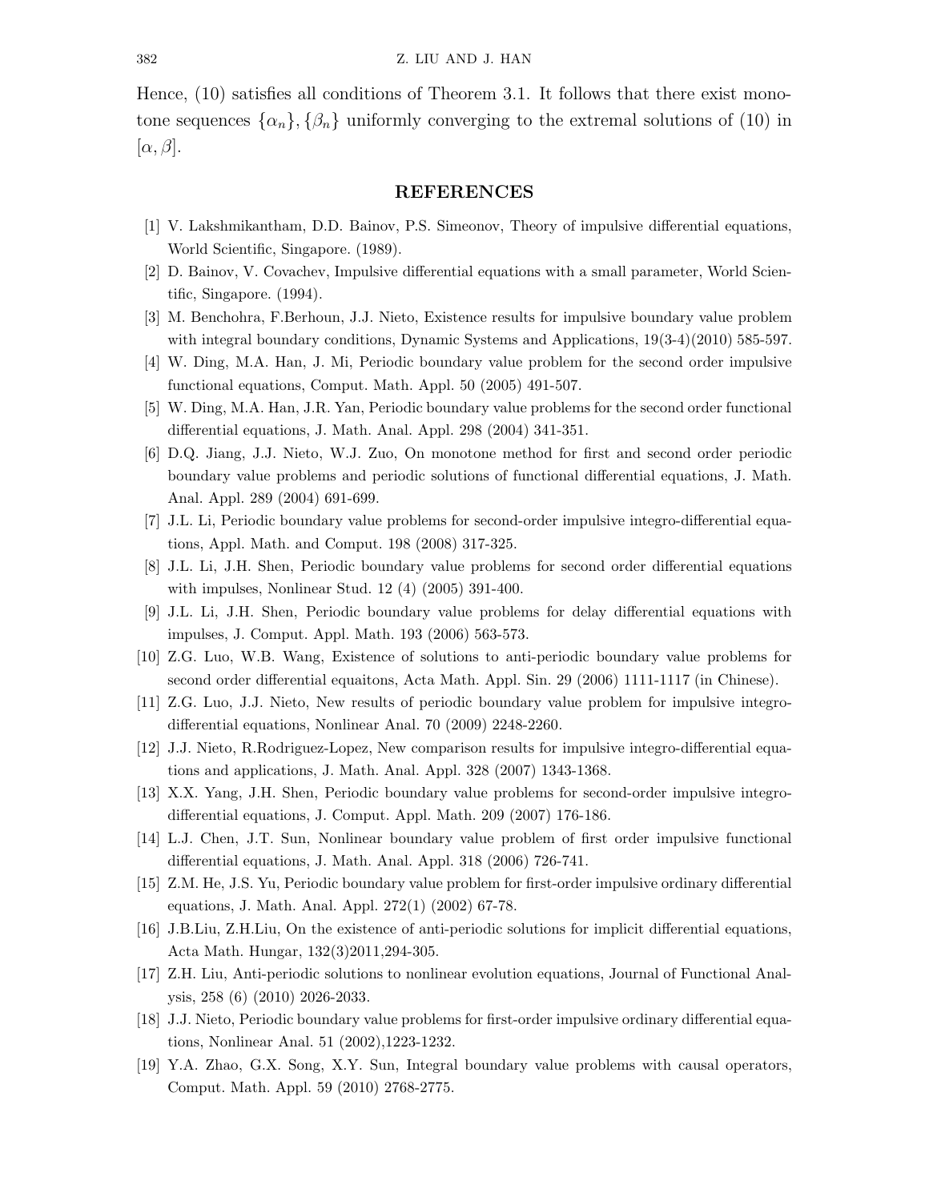Hence, (10) satisfies all conditions of Theorem 3.1. It follows that there exist monotone sequences $\{\alpha_n\}, \{\beta_n\}$ uniformly converging to the extremal solutions of (10) in $[\alpha, \beta]$.

## REFERENCES

[1] V. Lakshmikantham, D.D. Bainov, P.S. Simeonov, Theory of impulsive differential equations, World Scientific, Singapore. (1989).

[2] D. Bainov, V. Covachev, Impulsive differential equations with a small parameter, World Scientific, Singapore. (1994).

[3] M. Benchohra, F.Berhoun, J.J. Nieto, Existence results for impulsive boundary value problem with integral boundary conditions, Dynamic Systems and Applications, 19(3-4)(2010) 585-597.

[4] W. Ding, M.A. Han, J. Mi, Periodic boundary value problem for the second order impulsive functional equations, Comput. Math. Appl. 50 (2005) 491-507.

[5] W. Ding, M.A. Han, J.R. Yan, Periodic boundary value problems for the second order functional differential equations, J. Math. Anal. Appl. 298 (2004) 341-351.

[6] D.Q. Jiang, J.J. Nieto, W.J. Zuo, On monotone method for first and second order periodic boundary value problems and periodic solutions of functional differential equations, J. Math. Anal. Appl. 289 (2004) 691-699.

[7] J.L. Li, Periodic boundary value problems for second-order impulsive integro-differential equations, Appl. Math. and Comput. 198 (2008) 317-325.

[8] J.L. Li, J.H. Shen, Periodic boundary value problems for second order differential equations with impulses, Nonlinear Stud. 12 (4) (2005) 391-400.

[9] J.L. Li, J.H. Shen, Periodic boundary value problems for delay differential equations with impulses, J. Comput. Appl. Math. 193 (2006) 563-573.

[10] Z.G. Luo, W.B. Wang, Existence of solutions to anti-periodic boundary value problems for second order differential equaitons, Acta Math. Appl. Sin. 29 (2006) 1111-1117 (in Chinese).

[11] Z.G. Luo, J.J. Nieto, New results of periodic boundary value problem for impulsive integro-differential equations, Nonlinear Anal. 70 (2009) 2248-2260.

[12] J.J. Nieto, R.Rodriguez-Lopez, New comparison results for impulsive integro-differential equations and applications, J. Math. Anal. Appl. 328 (2007) 1343-1368.

[13] X.X. Yang, J.H. Shen, Periodic boundary value problems for second-order impulsive integro-differential equations, J. Comput. Appl. Math. 209 (2007) 176-186.

[14] L.J. Chen, J.T. Sun, Nonlinear boundary value problem of first order impulsive functional differential equations, J. Math. Anal. Appl. 318 (2006) 726-741.

[15] Z.M. He, J.S. Yu, Periodic boundary value problem for first-order impulsive ordinary differential equations, J. Math. Anal. Appl. 272(1) (2002) 67-78.

[16] J.B.Liu, Z.H.Liu, On the existence of anti-periodic solutions for implicit differential equations, Acta Math. Hungar, 132(3)2011,294-305.

[17] Z.H. Liu, Anti-periodic solutions to nonlinear evolution equations, Journal of Functional Analysis, 258 (6) (2010) 2026-2033.

[18] J.J. Nieto, Periodic boundary value problems for first-order impulsive ordinary differential equations, Nonlinear Anal. 51 (2002),1223-1232.

[19] Y.A. Zhao, G.X. Song, X.Y. Sun, Integral boundary value problems with causal operators, Comput. Math. Appl. 59 (2010) 2768-2775.